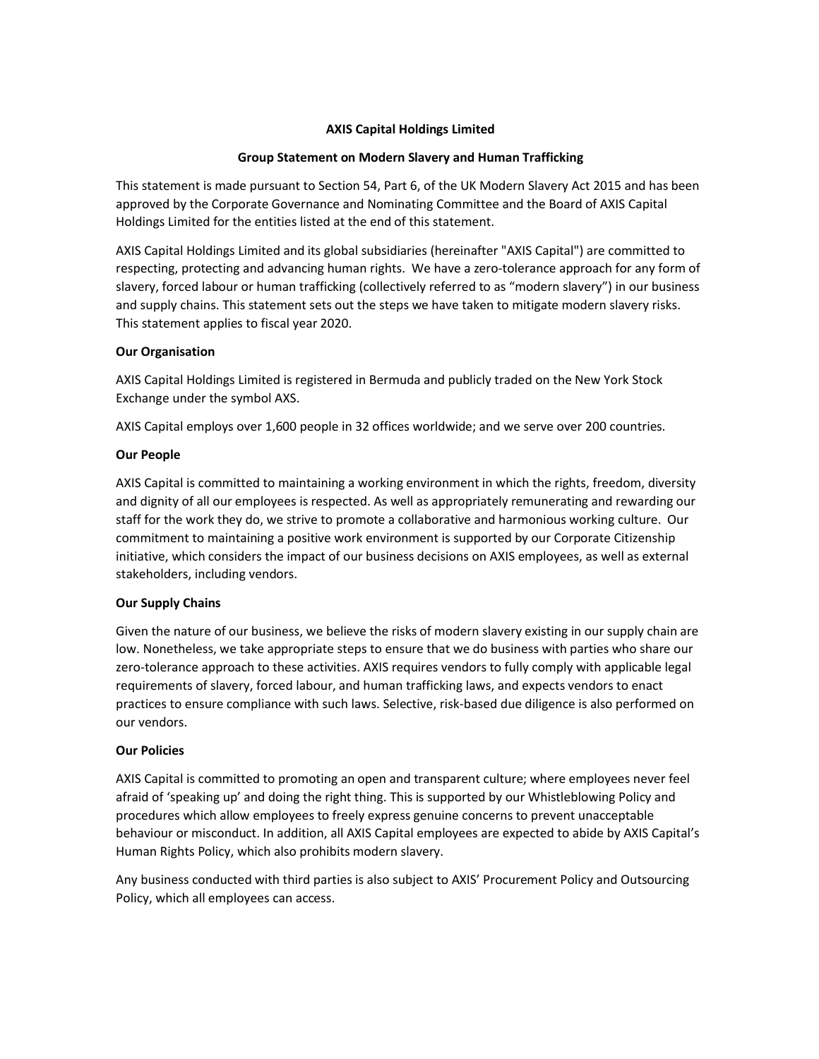**AXIS Capital Holdings Limited**

**Group Statement on Modern Slavery and Human Trafficking**

This statement is made pursuant to Section 54, Part 6, of the UK Modern Slavery Act 2015 and has been approved by the Corporate Governance and Nominating Committee and the Board of AXIS Capital Holdings Limited for the entities listed at the end of this statement.

AXIS Capital Holdings Limited and its global subsidiaries (hereinafter "AXIS Capital") are committed to respecting, protecting and advancing human rights. We have a zero-tolerance approach for any form of slavery, forced labour or human trafficking (collectively referred to as "modern slavery") in our business and supply chains. This statement sets out the steps we have taken to mitigate modern slavery risks. This statement applies to fiscal year 2020.

**Our Organisation**

AXIS Capital Holdings Limited is registered in Bermuda and publicly traded on the New York Stock Exchange under the symbol AXS.

AXIS Capital employs over 1,600 people in 32 offices worldwide; and we serve over 200 countries.

**Our People**

AXIS Capital is committed to maintaining a working environment in which the rights, freedom, diversity and dignity of all our employees is respected. As well as appropriately remunerating and rewarding our staff for the work they do, we strive to promote a collaborative and harmonious working culture. Our commitment to maintaining a positive work environment is supported by our Corporate Citizenship initiative, which considers the impact of our business decisions on AXIS employees, as well as external stakeholders, including vendors.

**Our Supply Chains**

Given the nature of our business, we believe the risks of modern slavery existing in our supply chain are low. Nonetheless, we take appropriate steps to ensure that we do business with parties who share our zero-tolerance approach to these activities. AXIS requires vendors to fully comply with applicable legal requirements of slavery, forced labour, and human trafficking laws, and expects vendors to enact practices to ensure compliance with such laws. Selective, risk-based due diligence is also performed on our vendors.

**Our Policies**

AXIS Capital is committed to promoting an open and transparent culture; where employees never feel afraid of 'speaking up' and doing the right thing. This is supported by our Whistleblowing Policy and procedures which allow employees to freely express genuine concerns to prevent unacceptable behaviour or misconduct. In addition, all AXIS Capital employees are expected to abide by AXIS Capital's Human Rights Policy, which also prohibits modern slavery.

Any business conducted with third parties is also subject to AXIS' Procurement Policy and Outsourcing Policy, which all employees can access.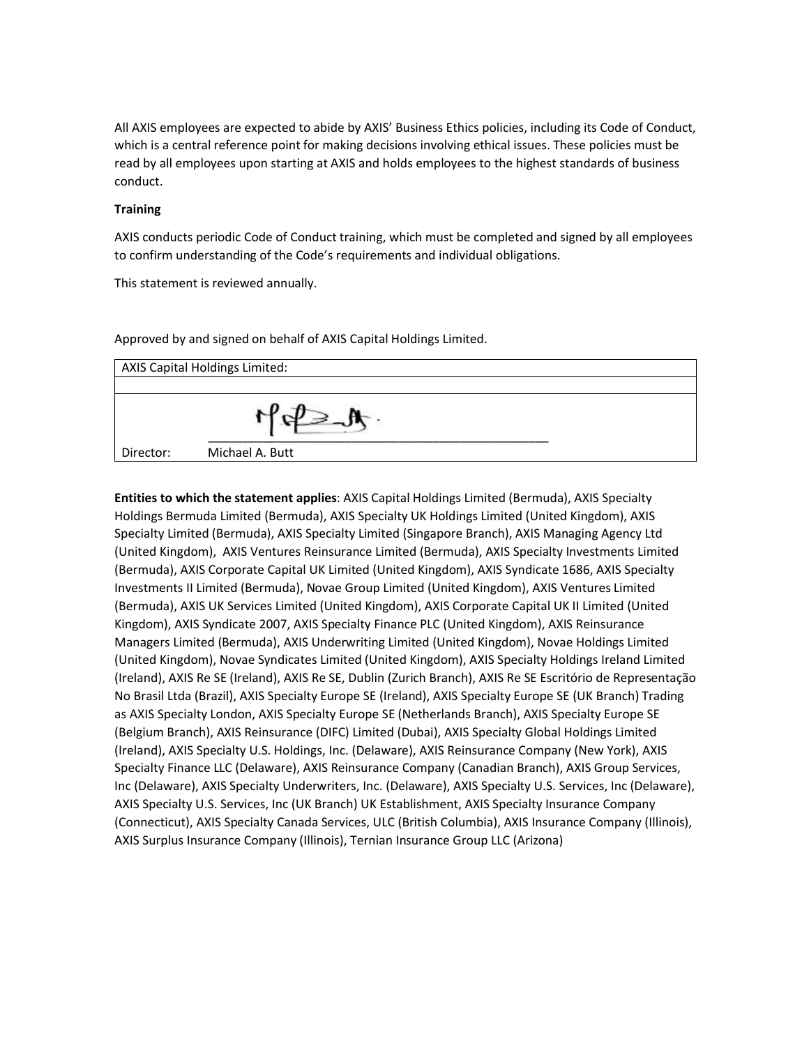All AXIS employees are expected to abide by AXIS' Business Ethics policies, including its Code of Conduct, which is a central reference point for making decisions involving ethical issues. These policies must be read by all employees upon starting at AXIS and holds employees to the highest standards of business conduct.

**Training**

AXIS conducts periodic Code of Conduct training, which must be completed and signed by all employees to confirm understanding of the Code's requirements and individual obligations.

This statement is reviewed annually.

Approved by and signed on behalf of AXIS Capital Holdings Limited.

| AXIS Capital Holdings Limited: | |
|---|---|
| | |
| | _______________________________ |
| Director: | Michael A. Butt |

**Entities to which the statement applies**: AXIS Capital Holdings Limited (Bermuda), AXIS Specialty Holdings Bermuda Limited (Bermuda), AXIS Specialty UK Holdings Limited (United Kingdom), AXIS Specialty Limited (Bermuda), AXIS Specialty Limited (Singapore Branch), AXIS Managing Agency Ltd (United Kingdom), AXIS Ventures Reinsurance Limited (Bermuda), AXIS Specialty Investments Limited (Bermuda), AXIS Corporate Capital UK Limited (United Kingdom), AXIS Syndicate 1686, AXIS Specialty Investments II Limited (Bermuda), Novae Group Limited (United Kingdom), AXIS Ventures Limited (Bermuda), AXIS UK Services Limited (United Kingdom), AXIS Corporate Capital UK II Limited (United Kingdom), AXIS Syndicate 2007, AXIS Specialty Finance PLC (United Kingdom), AXIS Reinsurance Managers Limited (Bermuda), AXIS Underwriting Limited (United Kingdom), Novae Holdings Limited (United Kingdom), Novae Syndicates Limited (United Kingdom), AXIS Specialty Holdings Ireland Limited (Ireland), AXIS Re SE (Ireland), AXIS Re SE, Dublin (Zurich Branch), AXIS Re SE Escritório de Representação No Brasil Ltda (Brazil), AXIS Specialty Europe SE (Ireland), AXIS Specialty Europe SE (UK Branch) Trading as AXIS Specialty London, AXIS Specialty Europe SE (Netherlands Branch), AXIS Specialty Europe SE (Belgium Branch), AXIS Reinsurance (DIFC) Limited (Dubai), AXIS Specialty Global Holdings Limited (Ireland), AXIS Specialty U.S. Holdings, Inc. (Delaware), AXIS Reinsurance Company (New York), AXIS Specialty Finance LLC (Delaware), AXIS Reinsurance Company (Canadian Branch), AXIS Group Services, Inc (Delaware), AXIS Specialty Underwriters, Inc. (Delaware), AXIS Specialty U.S. Services, Inc (Delaware), AXIS Specialty U.S. Services, Inc (UK Branch) UK Establishment, AXIS Specialty Insurance Company (Connecticut), AXIS Specialty Canada Services, ULC (British Columbia), AXIS Insurance Company (Illinois), AXIS Surplus Insurance Company (Illinois), Ternian Insurance Group LLC (Arizona)